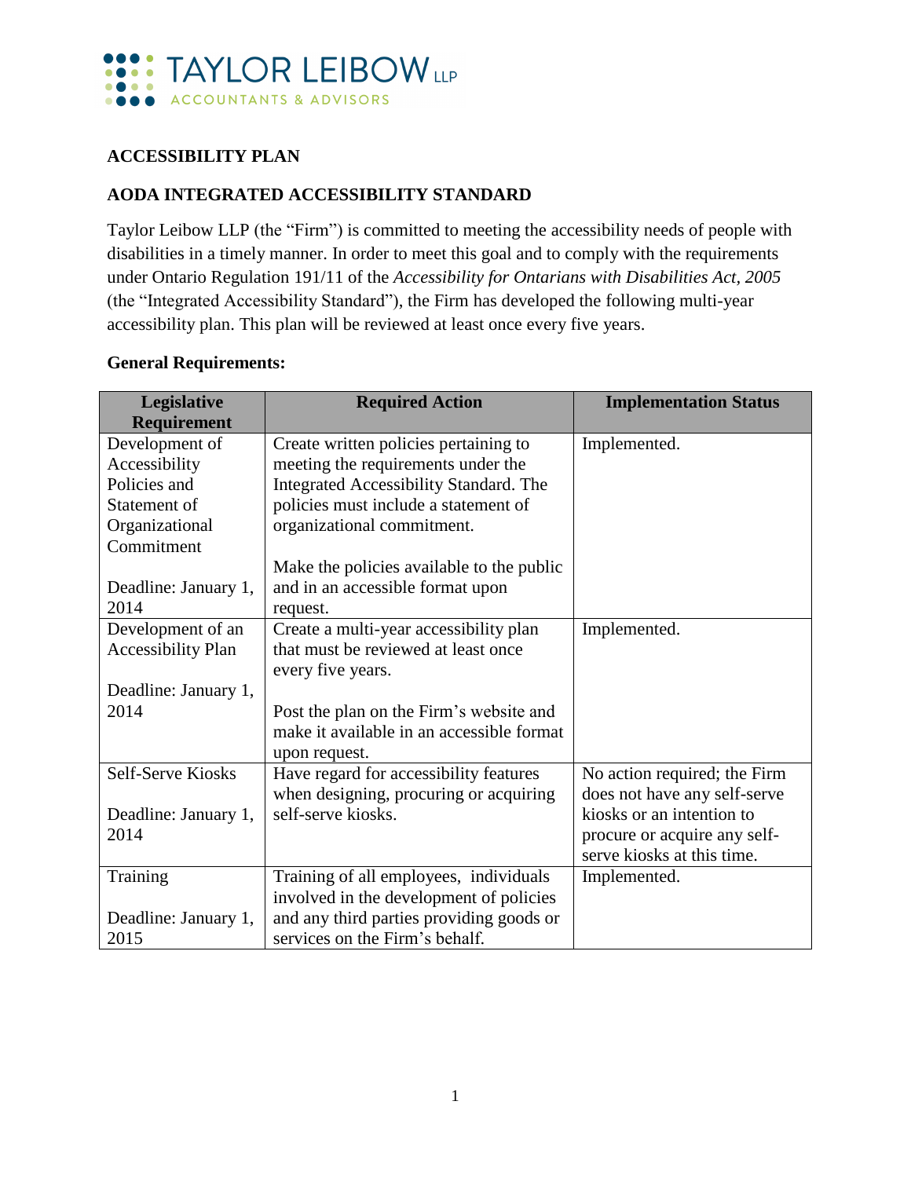TAYLOR LEIBOW LLP
ACCOUNTANTS & ADVISORS

## ACCESSIBILITY PLAN

## AODA INTEGRATED ACCESSIBILITY STANDARD

Taylor Leibow LLP (the "Firm") is committed to meeting the accessibility needs of people with disabilities in a timely manner. In order to meet this goal and to comply with the requirements under Ontario Regulation 191/11 of the *Accessibility for Ontarians with Disabilities Act, 2005* (the "Integrated Accessibility Standard"), the Firm has developed the following multi-year accessibility plan. This plan will be reviewed at least once every five years.

**General Requirements:**

| Legislative Requirement | Required Action | Implementation Status |
|---|---|---|
| Development of Accessibility Policies and Statement of Organizational Commitment<br><br>Deadline: January 1, 2014 | Create written policies pertaining to meeting the requirements under the Integrated Accessibility Standard. The policies must include a statement of organizational commitment.<br><br>Make the policies available to the public and in an accessible format upon request. | Implemented. |
| Development of an Accessibility Plan<br><br>Deadline: January 1, 2014 | Create a multi-year accessibility plan that must be reviewed at least once every five years.<br><br>Post the plan on the Firm's website and make it available in an accessible format upon request. | Implemented. |
| Self-Serve Kiosks<br><br>Deadline: January 1, 2014 | Have regard for accessibility features when designing, procuring or acquiring self-serve kiosks. | No action required; the Firm does not have any self-serve kiosks or an intention to procure or acquire any self-serve kiosks at this time. |
| Training<br><br>Deadline: January 1, 2015 | Training of all employees, individuals involved in the development of policies and any third parties providing goods or services on the Firm's behalf. | Implemented. |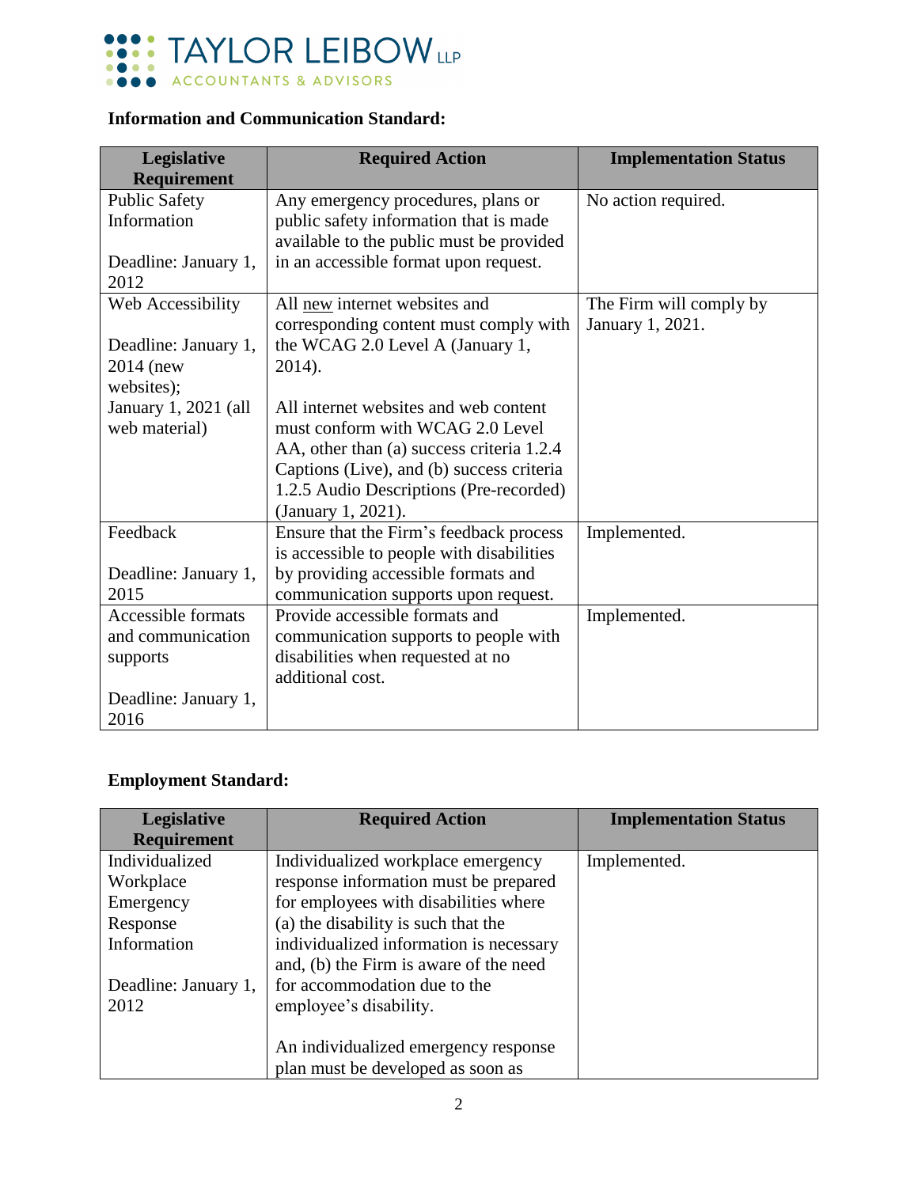**Information and Communication Standard:**

| Legislative Requirement | Required Action | Implementation Status |
|---|---|---|
| Public Safety Information<br><br>Deadline: January 1, 2012 | Any emergency procedures, plans or public safety information that is made available to the public must be provided in an accessible format upon request. | No action required. |
| Web Accessibility<br><br>Deadline: January 1, 2014 (new websites);<br>January 1, 2021 (all web material) | All <u>new</u> internet websites and corresponding content must comply with the WCAG 2.0 Level A (January 1, 2014).<br><br>All internet websites and web content must conform with WCAG 2.0 Level AA, other than (a) success criteria 1.2.4 Captions (Live), and (b) success criteria 1.2.5 Audio Descriptions (Pre-recorded) (January 1, 2021). | The Firm will comply by January 1, 2021. |
| Feedback<br><br>Deadline: January 1, 2015 | Ensure that the Firm's feedback process is accessible to people with disabilities by providing accessible formats and communication supports upon request. | Implemented. |
| Accessible formats and communication supports<br><br>Deadline: January 1, 2016 | Provide accessible formats and communication supports to people with disabilities when requested at no additional cost. | Implemented. |

**Employment Standard:**

| Legislative Requirement | Required Action | Implementation Status |
|---|---|---|
| Individualized Workplace Emergency Response Information<br><br>Deadline: January 1, 2012 | Individualized workplace emergency response information must be prepared for employees with disabilities where (a) the disability is such that the individualized information is necessary and, (b) the Firm is aware of the need for accommodation due to the employee's disability.<br><br>An individualized emergency response plan must be developed as soon as | Implemented. |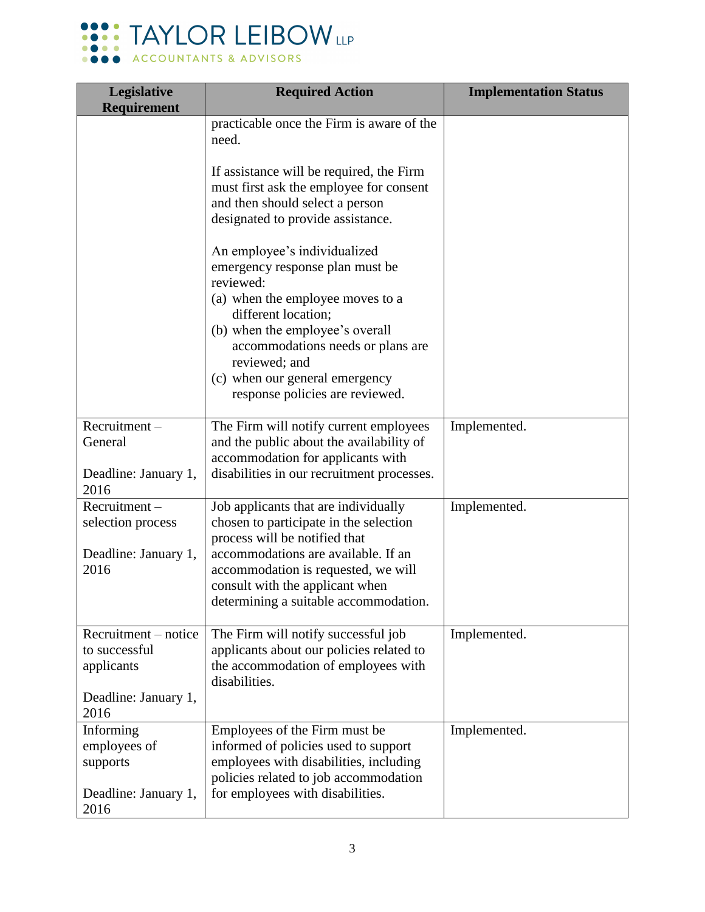| Legislative Requirement | Required Action | Implementation Status |
|---|---|---|
| | practicable once the Firm is aware of the need.<br><br>If assistance will be required, the Firm must first ask the employee for consent and then should select a person designated to provide assistance.<br><br>An employee's individualized emergency response plan must be reviewed:<br>(a) when the employee moves to a different location;<br>(b) when the employee's overall accommodations needs or plans are reviewed; and<br>(c) when our general emergency response policies are reviewed. | |
| Recruitment – General<br><br>Deadline: January 1, 2016 | The Firm will notify current employees and the public about the availability of accommodation for applicants with disabilities in our recruitment processes. | Implemented. |
| Recruitment – selection process<br><br>Deadline: January 1, 2016 | Job applicants that are individually chosen to participate in the selection process will be notified that accommodations are available. If an accommodation is requested, we will consult with the applicant when determining a suitable accommodation. | Implemented. |
| Recruitment – notice to successful applicants<br><br>Deadline: January 1, 2016 | The Firm will notify successful job applicants about our policies related to the accommodation of employees with disabilities. | Implemented. |
| Informing employees of supports<br><br>Deadline: January 1, 2016 | Employees of the Firm must be informed of policies used to support employees with disabilities, including policies related to job accommodation for employees with disabilities. | Implemented. |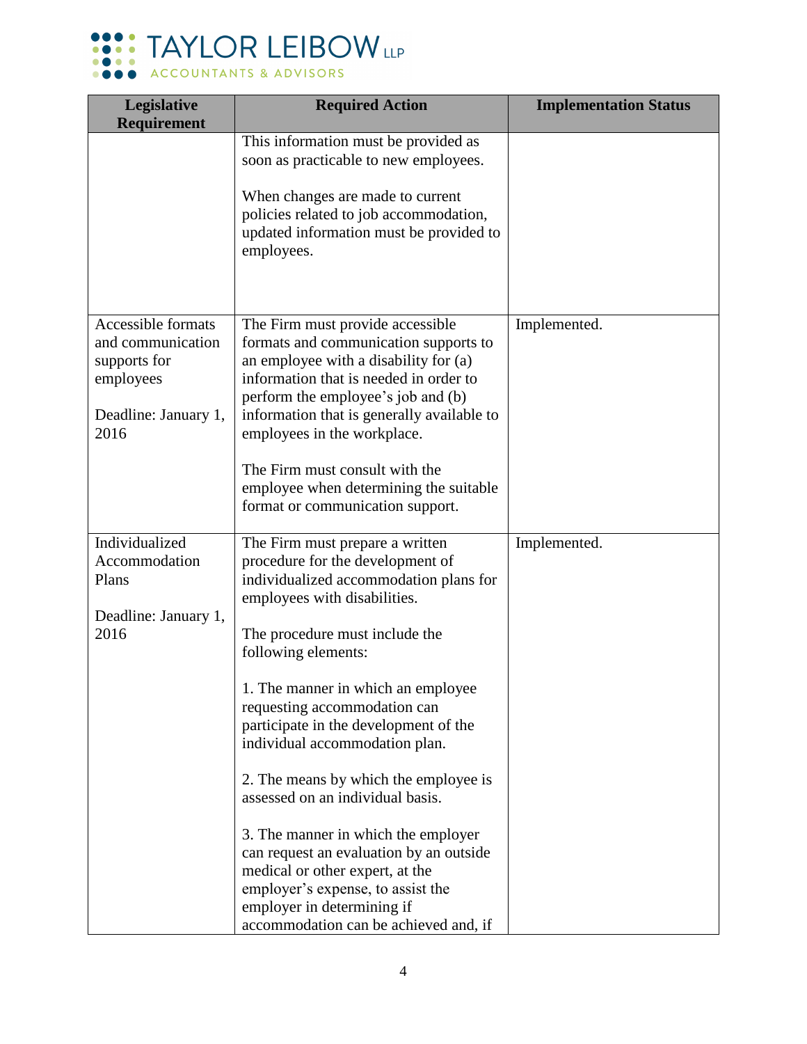| Legislative Requirement | Required Action | Implementation Status |
| --- | --- | --- |
| | This information must be provided as soon as practicable to new employees.<br><br>When changes are made to current policies related to job accommodation, updated information must be provided to employees. | |
| Accessible formats and communication supports for employees<br><br>Deadline: January 1, 2016 | The Firm must provide accessible formats and communication supports to an employee with a disability for (a) information that is needed in order to perform the employee's job and (b) information that is generally available to employees in the workplace.<br><br>The Firm must consult with the employee when determining the suitable format or communication support. | Implemented. |
| Individualized Accommodation Plans<br><br>Deadline: January 1, 2016 | The Firm must prepare a written procedure for the development of individualized accommodation plans for employees with disabilities.<br><br>The procedure must include the following elements:<br><br>1. The manner in which an employee requesting accommodation can participate in the development of the individual accommodation plan.<br><br>2. The means by which the employee is assessed on an individual basis.<br><br>3. The manner in which the employer can request an evaluation by an outside medical or other expert, at the employer's expense, to assist the employer in determining if accommodation can be achieved and, if | Implemented. |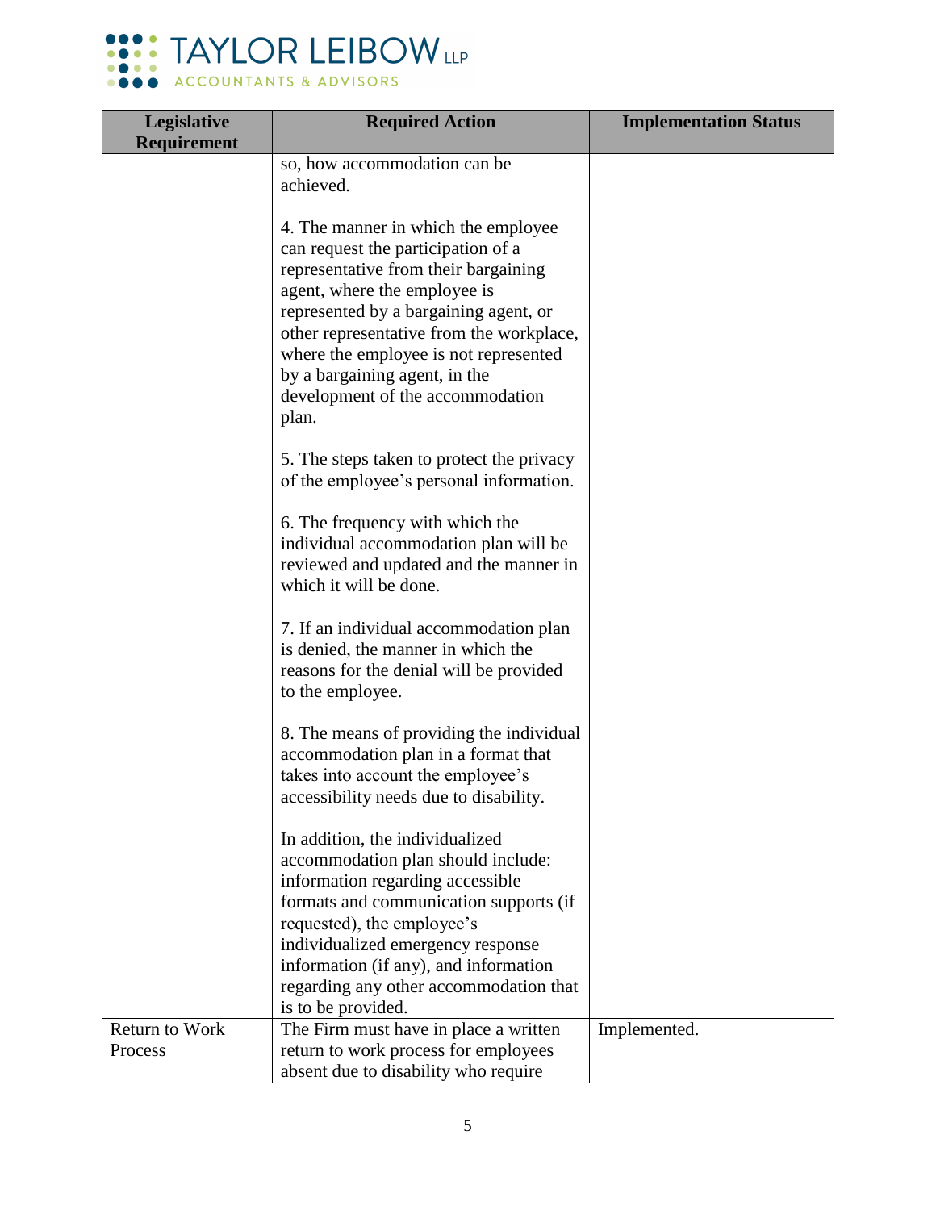| Legislative Requirement | Required Action | Implementation Status |
|---|---|---|
| | so, how accommodation can be achieved.<br><br>4. The manner in which the employee can request the participation of a representative from their bargaining agent, where the employee is represented by a bargaining agent, or other representative from the workplace, where the employee is not represented by a bargaining agent, in the development of the accommodation plan.<br><br>5. The steps taken to protect the privacy of the employee's personal information.<br><br>6. The frequency with which the individual accommodation plan will be reviewed and updated and the manner in which it will be done.<br><br>7. If an individual accommodation plan is denied, the manner in which the reasons for the denial will be provided to the employee.<br><br>8. The means of providing the individual accommodation plan in a format that takes into account the employee's accessibility needs due to disability.<br><br>In addition, the individualized accommodation plan should include: information regarding accessible formats and communication supports (if requested), the employee's individualized emergency response information (if any), and information regarding any other accommodation that is to be provided. | |
| Return to Work Process | The Firm must have in place a written return to work process for employees absent due to disability who require | Implemented. |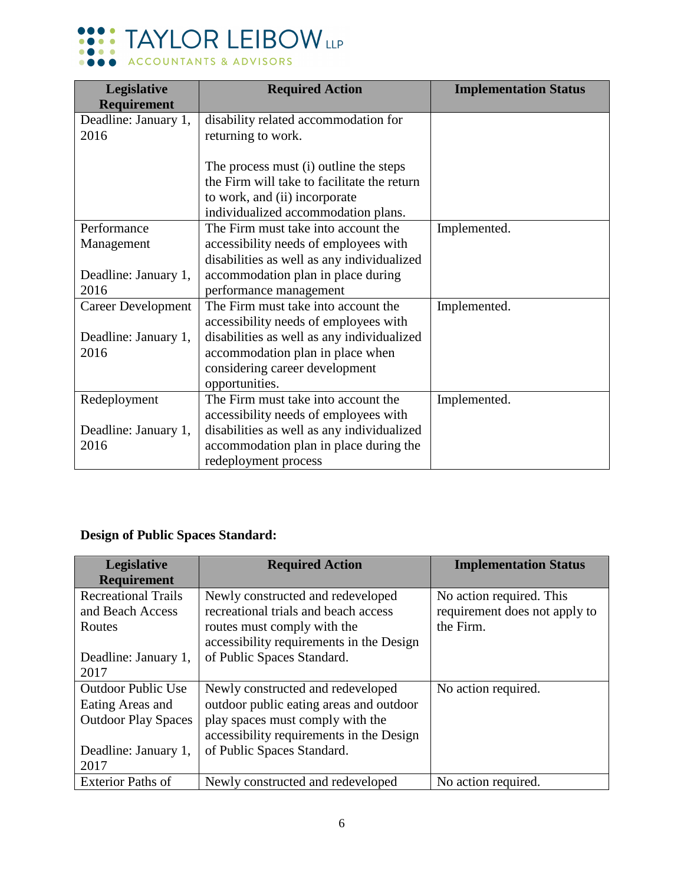| Legislative Requirement | Required Action | Implementation Status |
|---|---|---|
| Deadline: January 1, 2016 | disability related accommodation for returning to work.<br><br>The process must (i) outline the steps the Firm will take to facilitate the return to work, and (ii) incorporate individualized accommodation plans. | |
| Performance Management<br><br>Deadline: January 1, 2016 | The Firm must take into account the accessibility needs of employees with disabilities as well as any individualized accommodation plan in place during performance management | Implemented. |
| Career Development<br><br>Deadline: January 1, 2016 | The Firm must take into account the accessibility needs of employees with disabilities as well as any individualized accommodation plan in place when considering career development opportunities. | Implemented. |
| Redeployment<br><br>Deadline: January 1, 2016 | The Firm must take into account the accessibility needs of employees with disabilities as well as any individualized accommodation plan in place during the redeployment process | Implemented. |

**Design of Public Spaces Standard:**

| Legislative Requirement | Required Action | Implementation Status |
|---|---|---|
| Recreational Trails and Beach Access Routes<br><br>Deadline: January 1, 2017 | Newly constructed and redeveloped recreational trials and beach access routes must comply with the accessibility requirements in the Design of Public Spaces Standard. | No action required. This requirement does not apply to the Firm. |
| Outdoor Public Use Eating Areas and Outdoor Play Spaces<br><br>Deadline: January 1, 2017 | Newly constructed and redeveloped outdoor public eating areas and outdoor play spaces must comply with the accessibility requirements in the Design of Public Spaces Standard. | No action required. |
| Exterior Paths of | Newly constructed and redeveloped | No action required. |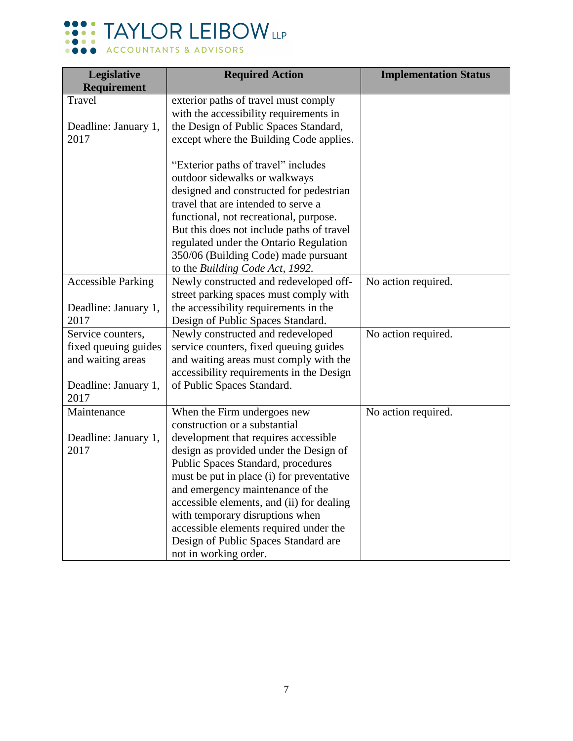| Legislative Requirement | Required Action | Implementation Status |
|---|---|---|
| Travel<br><br>Deadline: January 1, 2017 | exterior paths of travel must comply with the accessibility requirements in the Design of Public Spaces Standard, except where the Building Code applies.<br><br>"Exterior paths of travel" includes outdoor sidewalks or walkways designed and constructed for pedestrian travel that are intended to serve a functional, not recreational, purpose. But this does not include paths of travel regulated under the Ontario Regulation 350/06 (Building Code) made pursuant to the *Building Code Act, 1992.* | |
| Accessible Parking<br><br>Deadline: January 1, 2017 | Newly constructed and redeveloped off-street parking spaces must comply with the accessibility requirements in the Design of Public Spaces Standard. | No action required. |
| Service counters, fixed queuing guides and waiting areas<br><br>Deadline: January 1, 2017 | Newly constructed and redeveloped service counters, fixed queuing guides and waiting areas must comply with the accessibility requirements in the Design of Public Spaces Standard. | No action required. |
| Maintenance<br><br>Deadline: January 1, 2017 | When the Firm undergoes new construction or a substantial development that requires accessible design as provided under the Design of Public Spaces Standard, procedures must be put in place (i) for preventative and emergency maintenance of the accessible elements, and (ii) for dealing with temporary disruptions when accessible elements required under the Design of Public Spaces Standard are not in working order. | No action required. |